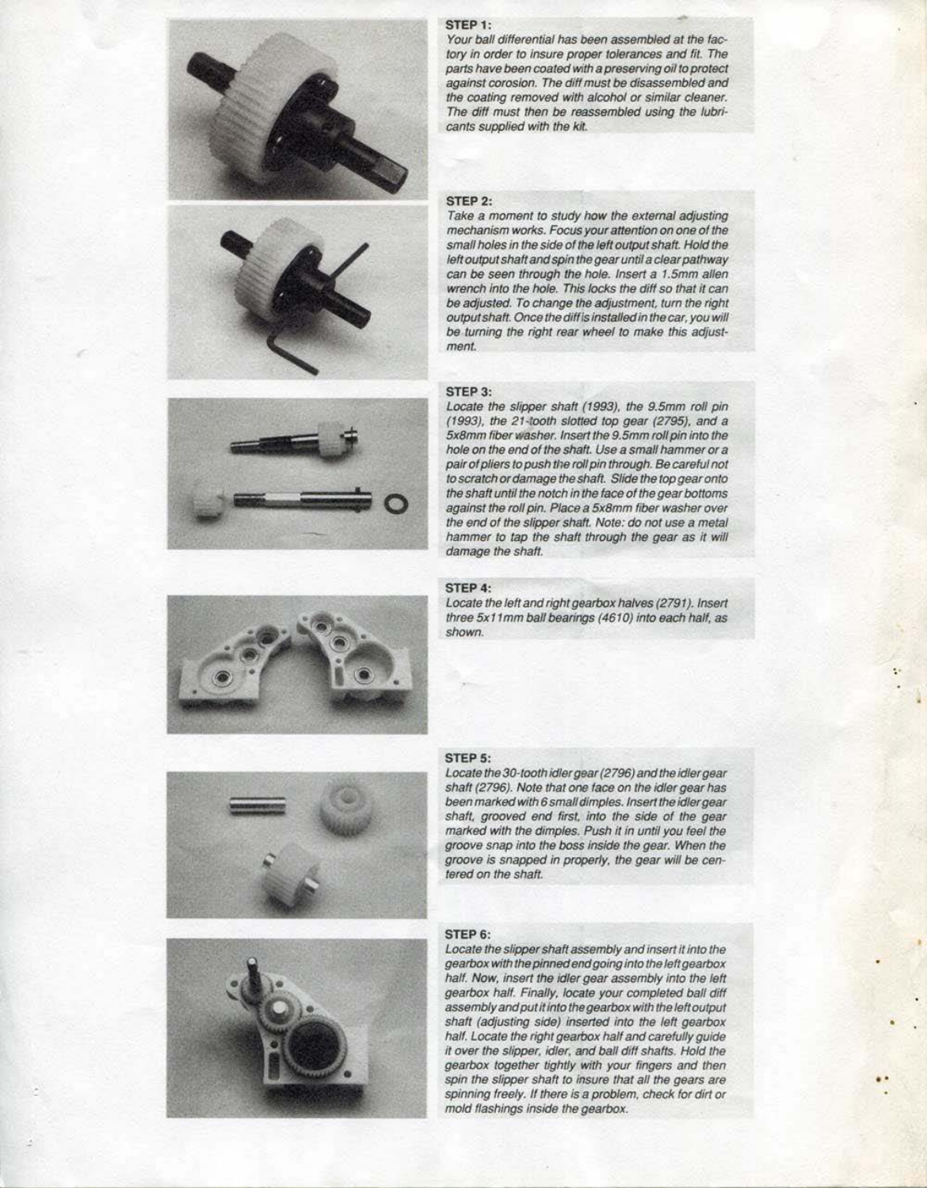### STEP 1:

*Your ball differential has been assembled at the factory in order to insure proper tolerances and fit. The parts have been coated with a preserving oil to protect against corosion. The diff must be disassembled and the coating removed with alcohol or similar cleaner. The diff must then be reassembled using the lubricants supplied with the kit.*

### STEP 2:

*Take a moment to study how the external adjusting mechanism works. Focus your attention on one of the small holes in the side of the left output shaft. Hold the left output shaft and spin the gear until a clear pathway can be seen through the hole. Insert a 1.5mm allen wrench into the hole. This locks the diff so that it can be adjusted. To change the adjustment, turn the right output shaft. Once the diff is installed in the car, you will be turning the right rear wheel to make this adjustment.*

### STEP 3:

*Locate the slipper shaft (1993), the 9.5mm roll pin (1993), the 21-tooth slotted top gear (2795), and a 5x8mm fiber washer. Insert the 9.5mm roll pin into the hole on the end of the shaft. Use a small hammer or a pair of pliers to push the roll pin through. Be careful not to scratch or damage the shaft. Slide the top gear onto the shaft until the notch in the face of the gear bottoms against the roll pin. Place a 5x8mm fiber washer over the end of the slipper shaft. Note: do not use a metal hammer to tap the shaft through the gear as it will damage the shaft.*

### STEP 4:

*Locate the left and right gearbox halves (2791). Insert three 5x11mm ball bearings (4610) into each half, as shown.*

### STEP 5:

*Locate the 30-tooth idler gear (2796) and the idler gear shaft (2796). Note that one face on the idler gear has been marked with 6 small dimples. Insert the idler gear shaft, grooved end first, into the side of the gear marked with the dimples. Push it in until you feel the groove snap into the boss inside the gear. When the groove is snapped in properly, the gear will be centered on the shaft.*

### STEP 6:

*Locate the slipper shaft assembly and insert it into the gearbox with the pinned end going into the left gearbox half. Now, insert the idler gear assembly into the left gearbox half. Finally, locate your completed ball diff assembly and put it into the gearbox with the left output shaft (adjusting side) inserted into the left gearbox half. Locate the right gearbox half and carefully guide it over the slipper, idler, and ball diff shafts. Hold the gearbox together tightly with your fingers and then spin the slipper shaft to insure that all the gears are spinning freely. If there is a problem, check for dirt or mold flashings inside the gearbox.*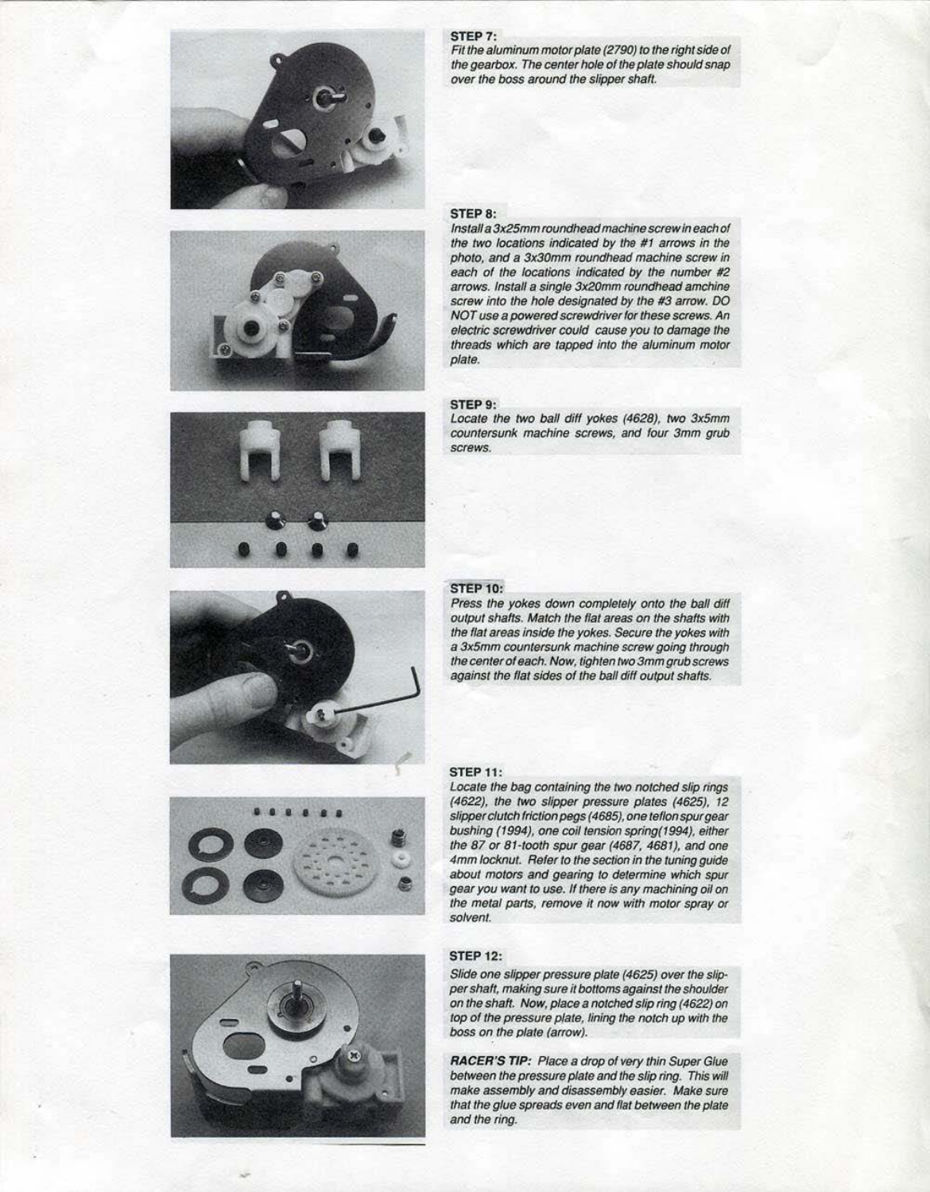### STEP 7:

*Fit the aluminum motor plate (2790) to the right side of the gearbox. The center hole of the plate should snap over the boss around the slipper shaft.*

### STEP 8:

*Install a 3x25mm roundhead machine screw in each of the two locations indicated by the #1 arrows in the photo, and a 3x30mm roundhead machine screw in each of the locations indicated by the number #2 arrows. Install a single 3x20mm roundhead amchine screw into the hole designated by the #3 arrow. DO NOT use a powered screwdriver for these screws. An electric screwdriver could cause you to damage the threads which are tapped into the aluminum motor plate.*

### STEP 9:

*Locate the two ball diff yokes (4628), two 3x5mm countersunk machine screws, and four 3mm grub screws.*

### STEP 10:

*Press the yokes down completely onto the ball diff output shafts. Match the flat areas on the shafts with the flat areas inside the yokes. Secure the yokes with a 3x5mm countersunk machine screw going through the center of each. Now, tighten two 3mm grub screws against the flat sides of the ball diff output shafts.*

### STEP 11:

*Locate the bag containing the two notched slip rings (4622), the two slipper pressure plates (4625), 12 slipper clutch friction pegs (4685), one teflon spur gear bushing (1994), one coil tension spring(1994), either the 87 or 81-tooth spur gear (4687, 4681), and one 4mm locknut. Refer to the section in the tuning guide about motors and gearing to determine which spur gear you want to use. If there is any machining oil on the metal parts, remove it now with motor spray or solvent.*

### STEP 12:

*Slide one slipper pressure plate (4625) over the slipper shaft, making sure it bottoms against the shoulder on the shaft. Now, place a notched slip ring (4622) on top of the pressure plate, lining the notch up with the boss on the plate (arrow).*

***RACER'S TIP:*** *Place a drop of very thin Super Glue between the pressure plate and the slip ring. This will make assembly and disassembly easier. Make sure that the glue spreads even and flat between the plate and the ring.*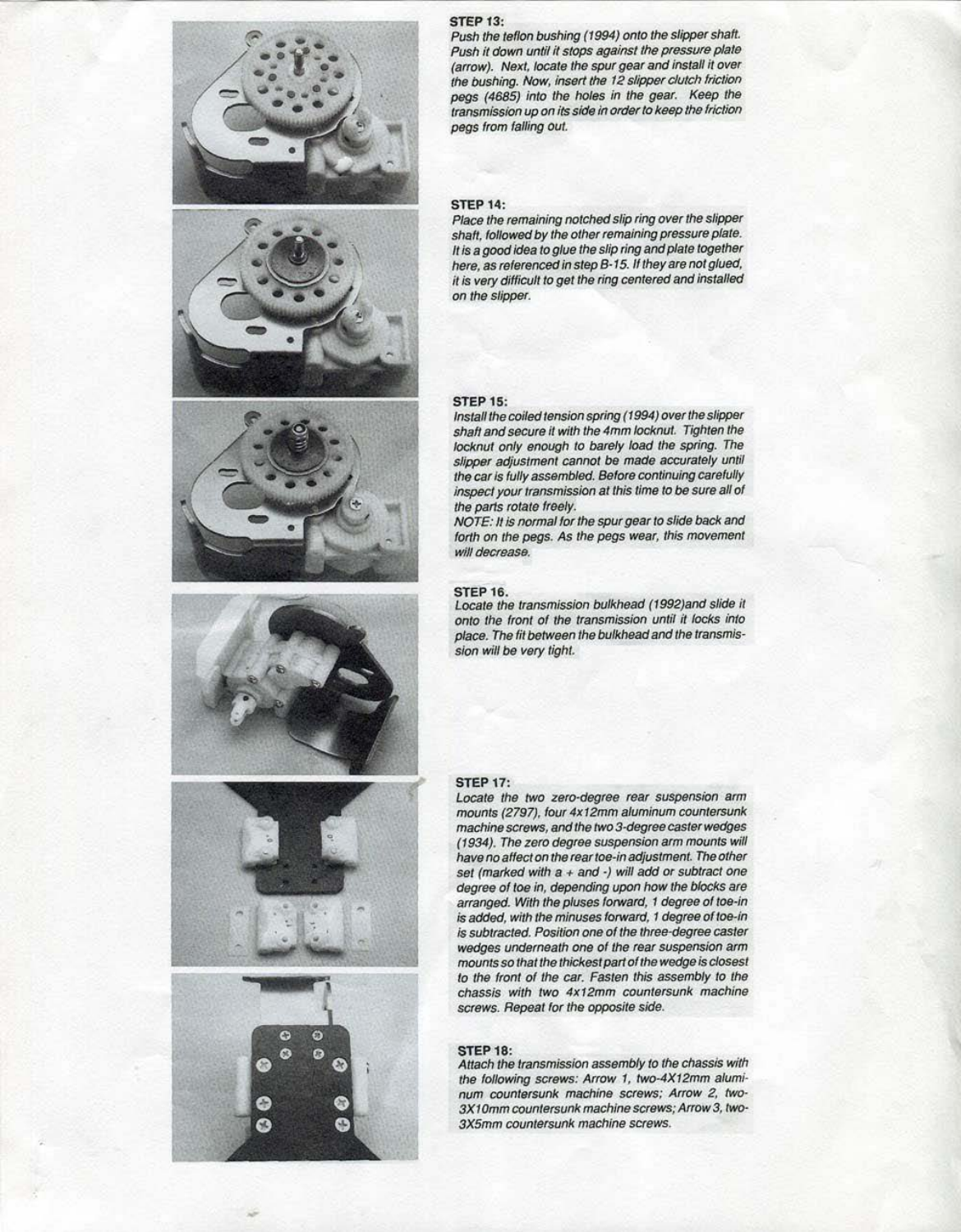### STEP 13:

*Push the teflon bushing (1994) onto the slipper shaft. Push it down until it stops against the pressure plate (arrow). Next, locate the spur gear and install it over the bushing. Now, insert the 12 slipper clutch friction pegs (4685) into the holes in the gear. Keep the transmission up on its side in order to keep the friction pegs from falling out.*

### STEP 14:

*Place the remaining notched slip ring over the slipper shaft, followed by the other remaining pressure plate. It is a good idea to glue the slip ring and plate together here, as referenced in step B-15. If they are not glued, it is very difficult to get the ring centered and installed on the slipper.*

### STEP 15:

*Install the coiled tension spring (1994) over the slipper shaft and secure it with the 4mm locknut. Tighten the locknut only enough to barely load the spring. The slipper adjustment cannot be made accurately until the car is fully assembled. Before continuing carefully inspect your transmission at this time to be sure all of the parts rotate freely.*

*NOTE: It is normal for the spur gear to slide back and forth on the pegs. As the pegs wear, this movement will decrease.*

### STEP 16.

*Locate the transmission bulkhead (1992)and slide it onto the front of the transmission until it locks into place. The fit between the bulkhead and the transmission will be very tight.*

### STEP 17:

*Locate the two zero-degree rear suspension arm mounts (2797), four 4x12mm aluminum countersunk machine screws, and the two 3-degree caster wedges (1934). The zero degree suspension arm mounts will have no affect on the rear toe-in adjustment. The other set (marked with a + and -) will add or subtract one degree of toe in, depending upon how the blocks are arranged. With the pluses forward, 1 degree of toe-in is added, with the minuses forward, 1 degree of toe-in is subtracted. Position one of the three-degree caster wedges underneath one of the rear suspension arm mounts so that the thickest part of the wedge is closest to the front of the car. Fasten this assembly to the chassis with two 4x12mm countersunk machine screws. Repeat for the opposite side.*

### STEP 18:

*Attach the transmission assembly to the chassis with the following screws: Arrow 1, two-4X12mm aluminum countersunk machine screws; Arrow 2, two-3X10mm countersunk machine screws; Arrow 3, two-3X5mm countersunk machine screws.*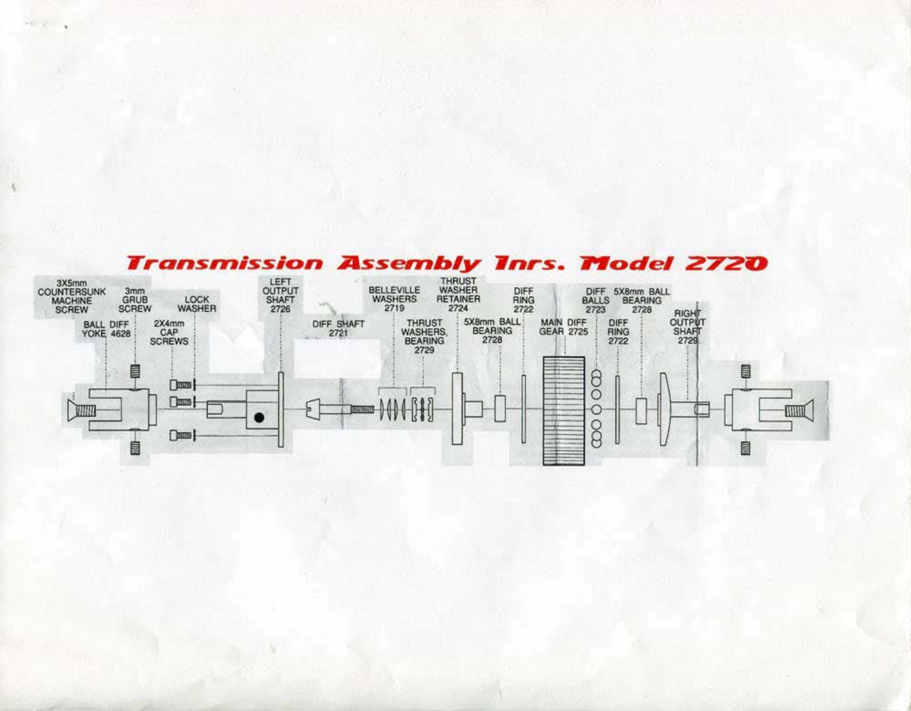# Transmission Assembly Inrs. Model 2720

3X5mm COUNTERSUNK MACHINE SCREW

BALL DIFF YOKE 4628

3mm GRUB SCREW

2X4mm CAP SCREWS

LOCK WASHER

LEFT OUTPUT SHAFT 2726

DIFF SHAFT 2721

BELLEVILLE WASHERS 2719

THRUST WASHERS, BEARING 2729

THRUST WASHER RETAINER 2724

5X8mm BALL BEARING 2728

DIFF RING 2722

MAIN DIFF GEAR 2725

DIFF BALLS 2723

DIFF RING 2722

5X8mm BALL BEARING 2728

RIGHT OUTPUT SHAFT 2729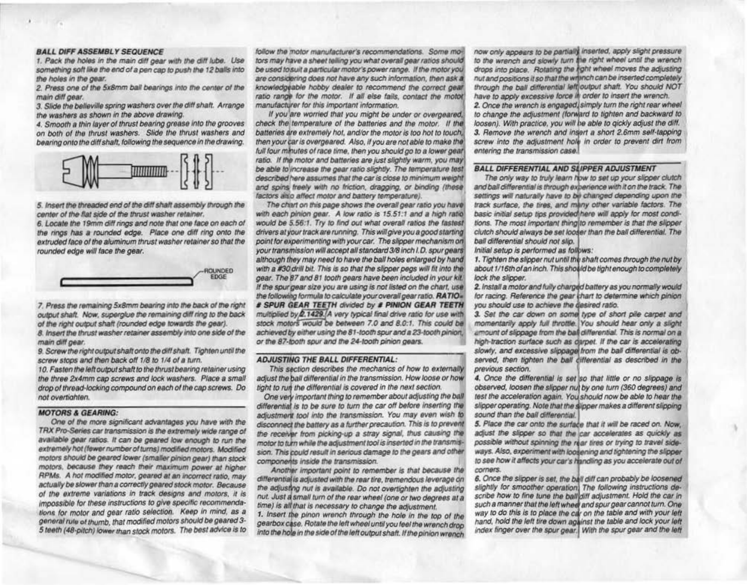### BALL DIFF ASSEMBLY SEQUENCE

1. Pack the holes in the main diff gear with the diff lube. Use something soft like the end of a pen cap to push the 12 balls into the holes in the gear.
2. Press one of the 5x8mm ball bearings into the center of the main diff gear.
3. Slide the belleville spring washers over the diff shaft. Arrange the washers as shown in the above drawing.
4. Smooth a thin layer of thrust bearing grease into the grooves on both of the thrust washers. Slide the thrust washers and bearing onto the diff shaft, following the sequence in the drawing.
5. Insert the threaded end of the diff shaft assembly through the center of the flat side of the thrust washer retainer.
6. Locate the 19mm diff rings and note that one face on each of the rings has a rounded edge. Place one diff ring onto the extruded face of the aluminum thrust washer retainer so that the rounded edge will face the gear.

ROUNDED EDGE

7. Press the remaining 5x8mm bearing into the back of the right output shaft. Now, superglue the remaining diff ring to the back of the right output shaft (rounded edge towards the gear).
8. Insert the thrust washer retainer assembly into one side of the main diff gear.
9. Screw the right output shaft onto the diff shaft. Tighten until the screw stops and then back off 1/8 to 1/4 of a turn.
10. Fasten the left output shaft to the thrust bearing retainer using the three 2x4mm cap screws and lock washers. Place a small drop of thread-locking compound on each of the cap screws. Do not overtighten.

### MOTORS & GEARING:

One of the more significant advantages you have with the TRX Pro-Series car transmission is the extremely wide range of available gear ratios. It can be geared low enough to run the extremely hot (fewer number of turns) modified motors. Modified motors should be geared lower (smaller pinion gear) than stock motors, because they reach their maximum power at higher RPMs. A hot modified motor, geared at an incorrect ratio, may actually be slower than a correctly geared stock motor. Because of the extreme variations in track designs and motors, it is impossible for these instructions to give specific recommendations for motor and gear ratio selection. Keep in mind, as a general rule of thumb, that modified motors should be geared 3-5 teeth (48-pitch) lower than stock motors. The best advice is to follow the motor manufacturer's recommendations. Some motors may have a sheet telling you what overall gear ratios should be used to suit a particular motor's power range. If the motor you are considering does not have any such information, then ask a knowledgeable hobby dealer to recommend the correct gear ratio range for the motor. If all else fails, contact the motor manufacturer for this important information.

If you are worried that you might be under or overgeared, check the temperature of the batteries and the motor. If the batteries are extremely hot, and/or the motor is too hot to touch, then your car is overgeared. Also, if you are not able to make the full four minutes of race time, then you should go to a lower gear ratio. If the motor and batteries are just slightly warm, you may be able to increase the gear ratio slightly. The temperature test described here assumes that the car is close to minimum weight and spins freely with no friction, dragging, or binding (these factors also affect motor and battery temperature).

The chart on this page shows the overall gear ratio you have with each pinion gear. A low ratio is 15.51:1 and a high ratio would be 5.56:1. Try to find out what overall ratios the fastest drivers at your track are running. This will give you a good starting point for experimenting with your car. The slipper mechanism on your transmission will accept all standard 3/8 inch I.D. spur gears although they may need to have the ball holes enlarged by hand with a #30 drill bit. This is so that the slipper pegs will fit into the gear. The 87 and 81 tooth gears have been included in your kit. If the spur gear size you are using is not listed on the chart, use the following formula to calculate your overall gear ratio. **RATIO= # SPUR GEAR TEETH divided by # PINION GEAR TEETH** multiplied by 2.1429. A very typical final drive ratio for use with stock motors would be between 7.0 and 8.0:1. This could be achieved by either using the 81-tooth spur and a 23-tooth pinion, or the 87-tooth spur and the 24-tooth pinion gears.

### ADJUSTING THE BALL DIFFERENTIAL:

This section describes the mechanics of how to externally adjust the ball differential in the transmission. How loose or how tight to run the differential is covered in the next section.

One very important thing to remember about adjusting the ball differential is to be sure to turn the car off before inserting the adjustment tool into the transmission. You may even wish to disconnect the battery as a further precaution. This is to prevent the receiver from picking-up a stray signal, thus causing the motor to turn while the adjustment tool is inserted in the transmission. This could result in serious damage to the gears and other components inside the transmission.

Another important point to remember is that because the differential is adjusted with the rear tire, tremendous leverage on the adjusting nut is available. Do not overtighten the adjusting nut. Just a small turn of the rear wheel (one or two degrees at a time) is all that is necessary to change the adjustment.

1. Insert the pinon wrench through the hole in the top of the gearbox case. Rotate the left wheel until you feel the wrench drop into the hole in the side of the left output shaft. If the pinion wrench now only appears to be partially inserted, apply slight pressure to the wrench and slowly turn the right wheel until the wrench drops into place. Rotating the right wheel moves the adjusting nut and positions it so that the wrench can be inserted completely through the ball differential left output shaft. You should NOT have to apply excessive force in order to insert the wrench.
2. Once the wrench is engaged, simply turn the right rear wheel to change the adjustment (forward to tighten and backward to loosen). With practice, you will be able to qickly adjust the diff.
3. Remove the wrench and insert a short 2.6mm self-tapping screw into the adjustment hole in order to prevent dirt from entering the transmission case.

### BALL DIFFERENTIAL AND SLIPPER ADJUSTMENT

The only way to truly learn how to set up your slipper clutch and ball differential is through experience with it on the track. The settings will naturally have to be changed depending upon the track surface, the tires, and many other variable factors. The basic initial setup tips provided here will apply for most conditions. The most important thing to remember is that the slipper clutch should always be set looser than the ball differential. The ball differential should not slip.

Initial setup is performed as follows:

1. Tighten the slipper nut until the shaft comes through the nut by about 1/16th of an inch. This should be tight enough to completely lock the slipper.
2. Install a motor and fully charged battery as you normally would for racing. Reference the gear chart to determine which pinion you should use to achieve the desired ratio.
3. Set the car down on some type of short pile carpet and momentarily apply full throttle. You should hear only a slight amount of slippage from the ball differential. This is normal on a high-traction surface such as carpet. If the car is accelerating slowly, and excessive slippage from the ball differential is observed, then tighten the ball differential as described in the previous section.
4. Once the differential is set so that little or no slippage is observed, loosen the slipper nut by one turn (360 degrees) and test the acceleration again. You should now be able to hear the slipper operating. Note that the slipper makes a different slipping sound than the ball differential.
5. Place the car onto the surface that it will be raced on. Now, adjust the slipper so that the car accelerates as quickly as possible without spinning the rear tires or trying to travel sideways. Also, experiment with loosening and tightening the slipper to see how it affects your car's handling as you accelerate out of corners.
6. Once the slipper is set, the ball diff can probably be loosened slightly for smoother operation. The following instructions describe how to fine tune the ball diff adjustment. Hold the car in such a manner that the left wheel and spur gear cannot turn. One way to do this is to place the car on the table and with your left hand, hold the left tire down against the table and lock your left index finger over the spur gear. With the spur gear and the left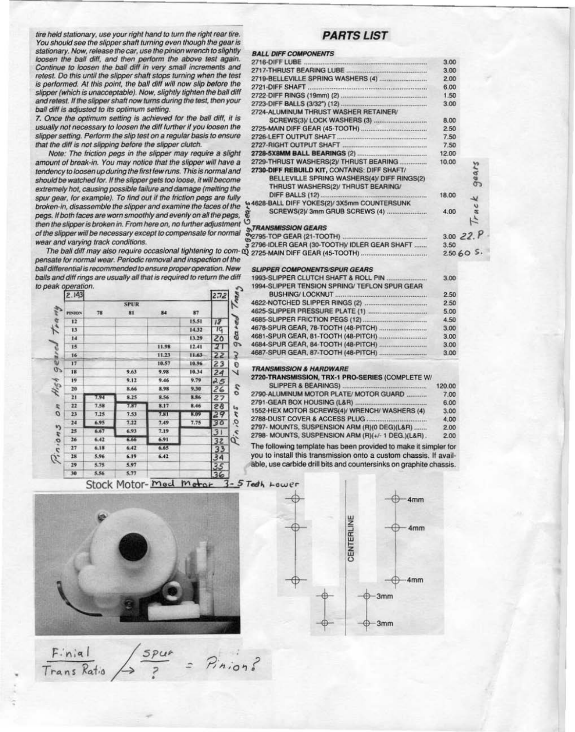tire held stationary, use your right hand to turn the right rear tire. You should see the slipper shaft turning even though the gear is stationary. Now, release the car, use the pinion wrench to slightly loosen the ball diff, and then perform the above test again. Continue to loosen the ball diff in very small increments and retest. Do this until the slipper shaft stops turning when the test is performed. At this point, the ball diff will now slip before the slipper (which is unacceptable). Now, slightly tighten the ball diff and retest. If the slipper shaft now turns during the test, then your ball diff is adjusted to its optimum setting.

7. Once the optimum setting is achieved for the ball diff, it is usually not necessary to loosen the diff further if you loosen the slipper setting. Perform the slip test on a regular basis to ensure that the diff is not slipping before the slipper clutch.

Note: The friction pegs in the slipper may require a slight amount of break-in. You may notice that the slipper will have a tendency to loosen up during the first few runs. This is normal and should be watched for. If the slipper gets too loose, it will become extremely hot, causing possible failure and damage (melting the spur gear, for example). To find out if the friction pegs are fully broken-in, disassemble the slipper and examine the faces of the pegs. If both faces are worn smoothly and evenly on all the pegs, then the slipper is broken in. From here on, no further adjustment of the slipper will be necessary except to compensate for normal wear and varying track conditions.

The ball diff may also require occasional tightening to compensate for normal wear. Periodic removal and inspection of the ball differential is recommended to ensure proper operation. New balls and diff rings are usually all that is required to return the diff to peak operation.

| 2.143 | SPUR | | | | 2.72 |
|---|---|---|---|---|---|
| PINION | 78 | 81 | 84 | 87 | |
| 12 | | | | 15.51 | 18 |
| 13 | | | | 14.32 | 19 |
| 14 | | | | 13.29 | 20 |
| 15 | | | 11.98 | 12.41 | 21 |
| 16 | | | 11.23 | 11.63 | 22 |
| 17 | | | 10.57 | 10.96 | 23 |
| 18 | | 9.63 | 9.98 | 10.34 | 24 |
| 19 | | 9.12 | 9.46 | 9.79 | 25 |
| 20 | | 8.66 | 8.98 | 9.30 | 26 |
| 21 | 7.94 | 8.25 | 8.56 | 8.86 | 27 |
| 22 | 7.58 | 7.87 | 8.17 | 8.46 | 28 |
| 23 | 7.25 | 7.53 | 7.81 | 8.09 | 29 |
| 24 | 6.95 | 7.22 | 7.49 | 7.75 | 30 |
| 25 | 6.67 | 6.93 | 7.19 | | 31 |
| 26 | 6.42 | 6.66 | 6.91 | | 32 |
| 27 | 6.18 | 6.42 | 6.65 | | 33 |
| 28 | 5.96 | 6.19 | 6.42 | | 34 |
| 29 | 5.75 | 5.97 | | | 35 |
| 30 | 5.56 | 5.77 | | | 36 |

Pinions on High geared Trans

Pinions on Low geared Trans

Stock Motor- Mod Motor 3-5 Teeth Lower

## PARTS LIST

**BALL DIFF COMPONENTS**

| | |
|---|---|
| 2716-DIFF LUBE | 3.00 |
| 2717-THRUST BEARING LUBE | 3.00 |
| 2719-BELLEVILLE SPRING WASHERS (4) | 2.00 |
| 2721-DIFF SHAFT | 6.00 |
| 2722-DIFF RINGS (19mm) (2) | 1.50 |
| 2723-DIFF BALLS (3/32") (12) | 3.00 |
| 2724-ALUMINUM THRUST WASHER RETAINER/ SCREWS(3)/ LOCK WASHERS (3) | 8.00 |
| 2725-MAIN DIFF GEAR (45-TOOTH) | 2.50 |
| 2726-LEFT OUTPUT SHAFT | 7.50 |
| 2727-RIGHT OUTPUT SHAFT | 7.50 |
| **2728-5X8MM BALL BEARINGS** (2) | 12.00 |
| 2729-THRUST WASHERS(2)/ THRUST BEARING | 10.00 |
| **2730-DIFF REBUILD KIT,** CONTAINS: DIFF SHAFT/ BELLEVILLE SPRING WASHERS(4)/ DIFF RINGS(2) THRUST WASHERS(2)/ THRUST BEARING/ DIFF BALLS (12) | 18.00 |
| 4628-BALL DIFF YOKES(2)/ 3X5mm COUNTERSUNK SCREWS(2)/ 3mm GRUB SCREWS (4) | 4.00 |

**TRANSMISSION GEARS** (Buggy Gears / Truck gears)

| | |
|---|---|
| 2795-TOP GEAR (21-TOOTH) | 3.00 22. P |
| 2796-IDLER GEAR (30-TOOTH)/ IDLER GEAR SHAFT | 3.50 |
| 2725-MAIN DIFF GEAR (45-TOOTH) | 2.50 60 S. |

**SLIPPER COMPONENTS/SPUR GEARS**

| | |
|---|---|
| 1993-SLIPPER CLUTCH SHAFT & ROLL PIN | 3.00 |
| 1994-SLIPPER TENSION SPRING/ TEFLON SPUR GEAR BUSHING/ LOCKNUT | 2.50 |
| 4622-NOTCHED SLIPPER RINGS (2) | 2.50 |
| 4625-SLIPPER PRESSURE PLATE (1) | 5.00 |
| 4685-SLIPPER FRICTION PEGS (12) | 4.50 |
| 4678-SPUR GEAR, 78-TOOTH (48-PITCH) | 3.00 |
| 4681-SPUR GEAR, 81-TOOTH (48-PITCH) | 3.00 |
| 4684-SPUR GEAR, 84-TOOTH (48-PITCH) | 3.00 |
| 4687-SPUR GEAR, 87-TOOTH (48-PITCH) | 3.00 |

**TRANSMISSION & HARDWARE**

| | |
|---|---|
| **2720-TRANSMISSION, TRX-1 PRO-SERIES** (COMPLETE W/ SLIPPER & BEARINGS) | 120.00 |
| 2790-ALUMINUM MOTOR PLATE/ MOTOR GUARD | 7.00 |
| 2791-GEAR BOX HOUSING (L&R) | 6.00 |
| 1552-HEX MOTOR SCREWS(4)/ WRENCH/ WASHERS (4) | 3.00 |
| 2788-DUST COVER & ACCESS PLUG | 4.00 |
| 2797- MOUNTS, SUSPENSION ARM (R)(0 DEG)(L&R) | 2.00 |
| 2798- MOUNTS, SUSPENSION ARM (R)(+/- 1 DEG.)(L&R) | 2.00 |

The following template has been provided to make it simpler for you to install this transmission onto a custom chassis. If available, use carbide drill bits and countersinks on graphite chassis.

CENTERLINE

4mm

4mm

4mm

3mm

3mm

Finial Trans Ratio / Spur → ? = Pinion?